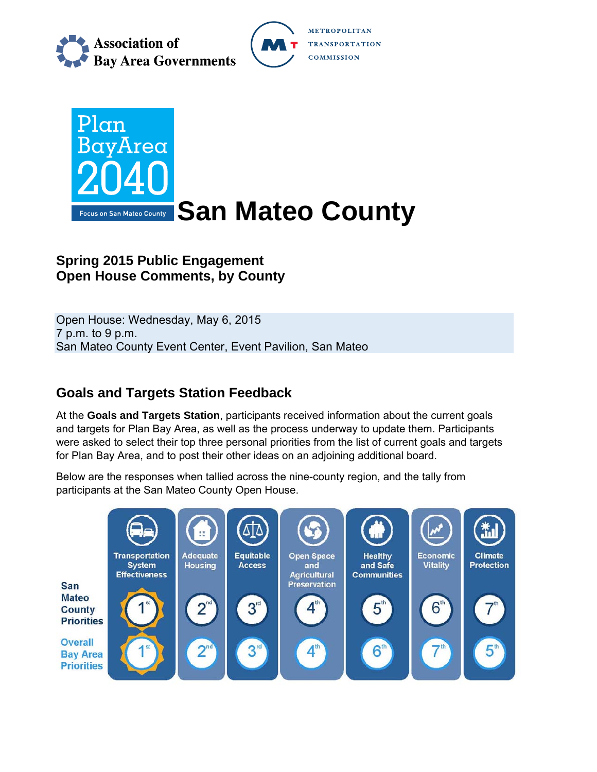Association of Bay Area Governments

METROPOLITAN TRANSPORTATION COMMISSION

Plan BayArea 2040

Focus on San Mateo County

# San Mateo County

## Spring 2015 Public Engagement
## Open House Comments, by County

Open House: Wednesday, May 6, 2015
7 p.m. to 9 p.m.
San Mateo County Event Center, Event Pavilion, San Mateo

## Goals and Targets Station Feedback

At the **Goals and Targets Station**, participants received information about the current goals and targets for Plan Bay Area, as well as the process underway to update them. Participants were asked to select their top three personal priorities from the list of current goals and targets for Plan Bay Area, and to post their other ideas on an adjoining additional board.

Below are the responses when tallied across the nine-county region, and the tally from participants at the San Mateo County Open House.

| | Transportation System Effectiveness | Adequate Housing | Equitable Access | Open Space and Agricultural Preservation | Healthy and Safe Communities | Economic Vitality | Climate Protection |
|---|---|---|---|---|---|---|---|
| San Mateo County Priorities | 1st | 2nd | 3rd | 4th | 5th | 6th | 7th |
| Overall Bay Area Priorities | 1st | 2nd | 3rd | 4th | 6th | 7th | 5th |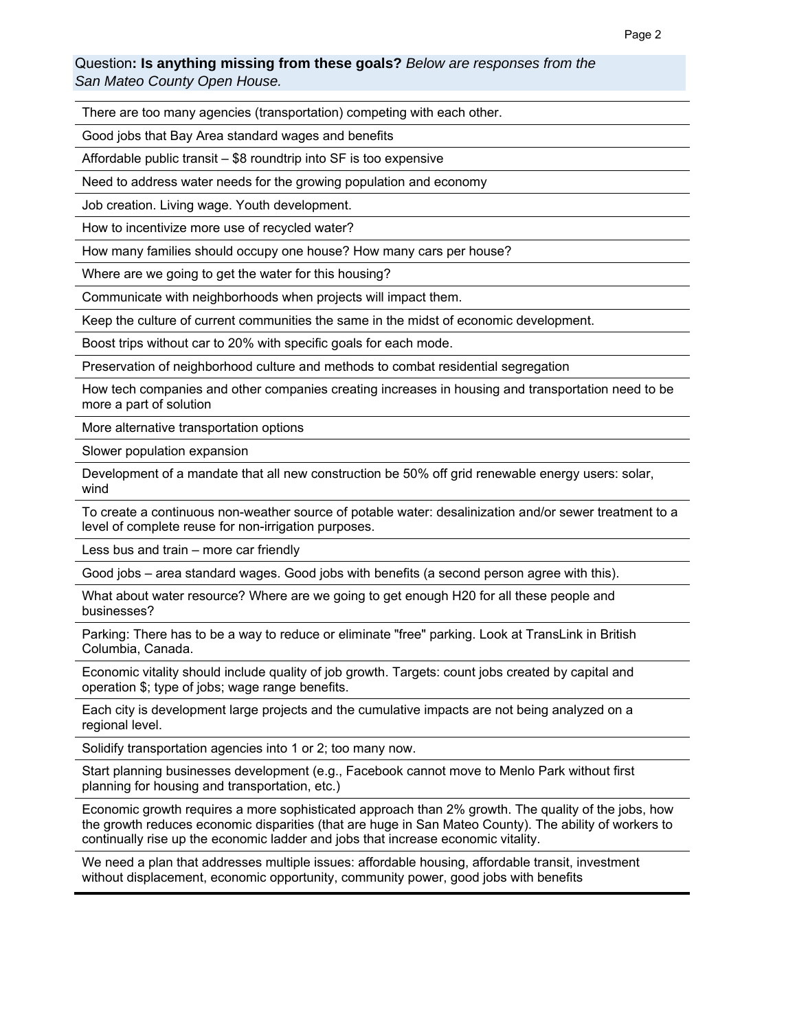Question**: Is anything missing from these goals?** *Below are responses from the San Mateo County Open House.*

| |
|---|
| There are too many agencies (transportation) competing with each other. |
| Good jobs that Bay Area standard wages and benefits |
| Affordable public transit – $8 roundtrip into SF is too expensive |
| Need to address water needs for the growing population and economy |
| Job creation. Living wage. Youth development. |
| How to incentivize more use of recycled water? |
| How many families should occupy one house? How many cars per house? |
| Where are we going to get the water for this housing? |
| Communicate with neighborhoods when projects will impact them. |
| Keep the culture of current communities the same in the midst of economic development. |
| Boost trips without car to 20% with specific goals for each mode. |
| Preservation of neighborhood culture and methods to combat residential segregation |
| How tech companies and other companies creating increases in housing and transportation need to be more a part of solution |
| More alternative transportation options |
| Slower population expansion |
| Development of a mandate that all new construction be 50% off grid renewable energy users: solar, wind |
| To create a continuous non-weather source of potable water: desalinization and/or sewer treatment to a level of complete reuse for non-irrigation purposes. |
| Less bus and train – more car friendly |
| Good jobs – area standard wages. Good jobs with benefits (a second person agree with this). |
| What about water resource? Where are we going to get enough H20 for all these people and businesses? |
| Parking: There has to be a way to reduce or eliminate "free" parking. Look at TransLink in British Columbia, Canada. |
| Economic vitality should include quality of job growth. Targets: count jobs created by capital and operation $; type of jobs; wage range benefits. |
| Each city is development large projects and the cumulative impacts are not being analyzed on a regional level. |
| Solidify transportation agencies into 1 or 2; too many now. |
| Start planning businesses development (e.g., Facebook cannot move to Menlo Park without first planning for housing and transportation, etc.) |
| Economic growth requires a more sophisticated approach than 2% growth. The quality of the jobs, how the growth reduces economic disparities (that are huge in San Mateo County). The ability of workers to continually rise up the economic ladder and jobs that increase economic vitality. |
| We need a plan that addresses multiple issues: affordable housing, affordable transit, investment without displacement, economic opportunity, community power, good jobs with benefits |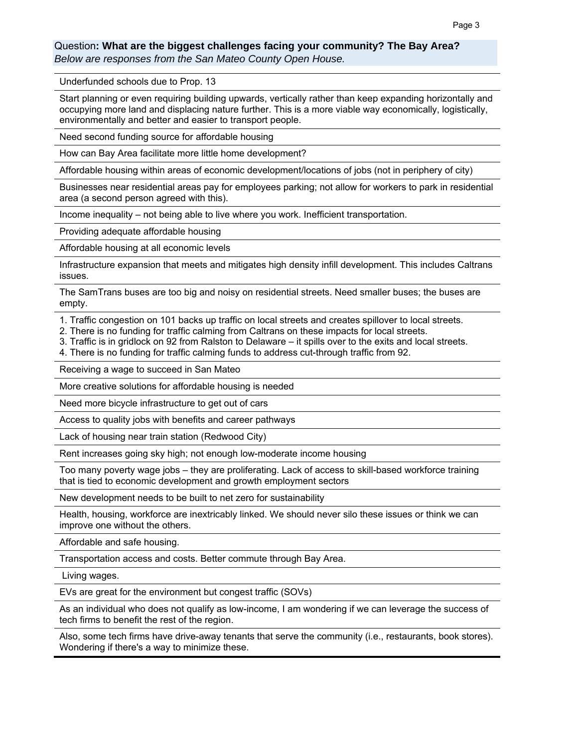Question**: What are the biggest challenges facing your community? The Bay Area?**

*Below are responses from the San Mateo County Open House.*

| |
|---|
| Underfunded schools due to Prop. 13 |
| Start planning or even requiring building upwards, vertically rather than keep expanding horizontally and occupying more land and displacing nature further. This is a more viable way economically, logistically, environmentally and better and easier to transport people. |
| Need second funding source for affordable housing |
| How can Bay Area facilitate more little home development? |
| Affordable housing within areas of economic development/locations of jobs (not in periphery of city) |
| Businesses near residential areas pay for employees parking; not allow for workers to park in residential area (a second person agreed with this). |
| Income inequality – not being able to live where you work. Inefficient transportation. |
| Providing adequate affordable housing |
| Affordable housing at all economic levels |
| Infrastructure expansion that meets and mitigates high density infill development. This includes Caltrans issues. |
| The SamTrans buses are too big and noisy on residential streets. Need smaller buses; the buses are empty. |
| 1. Traffic congestion on 101 backs up traffic on local streets and creates spillover to local streets. 2. There is no funding for traffic calming from Caltrans on these impacts for local streets. 3. Traffic is in gridlock on 92 from Ralston to Delaware – it spills over to the exits and local streets. 4. There is no funding for traffic calming funds to address cut-through traffic from 92. |
| Receiving a wage to succeed in San Mateo |
| More creative solutions for affordable housing is needed |
| Need more bicycle infrastructure to get out of cars |
| Access to quality jobs with benefits and career pathways |
| Lack of housing near train station (Redwood City) |
| Rent increases going sky high; not enough low-moderate income housing |
| Too many poverty wage jobs – they are proliferating. Lack of access to skill-based workforce training that is tied to economic development and growth employment sectors |
| New development needs to be built to net zero for sustainability |
| Health, housing, workforce are inextricably linked. We should never silo these issues or think we can improve one without the others. |
| Affordable and safe housing. |
| Transportation access and costs. Better commute through Bay Area. |
| Living wages. |
| EVs are great for the environment but congest traffic (SOVs) |
| As an individual who does not qualify as low-income, I am wondering if we can leverage the success of tech firms to benefit the rest of the region. |
| Also, some tech firms have drive-away tenants that serve the community (i.e., restaurants, book stores). Wondering if there's a way to minimize these. |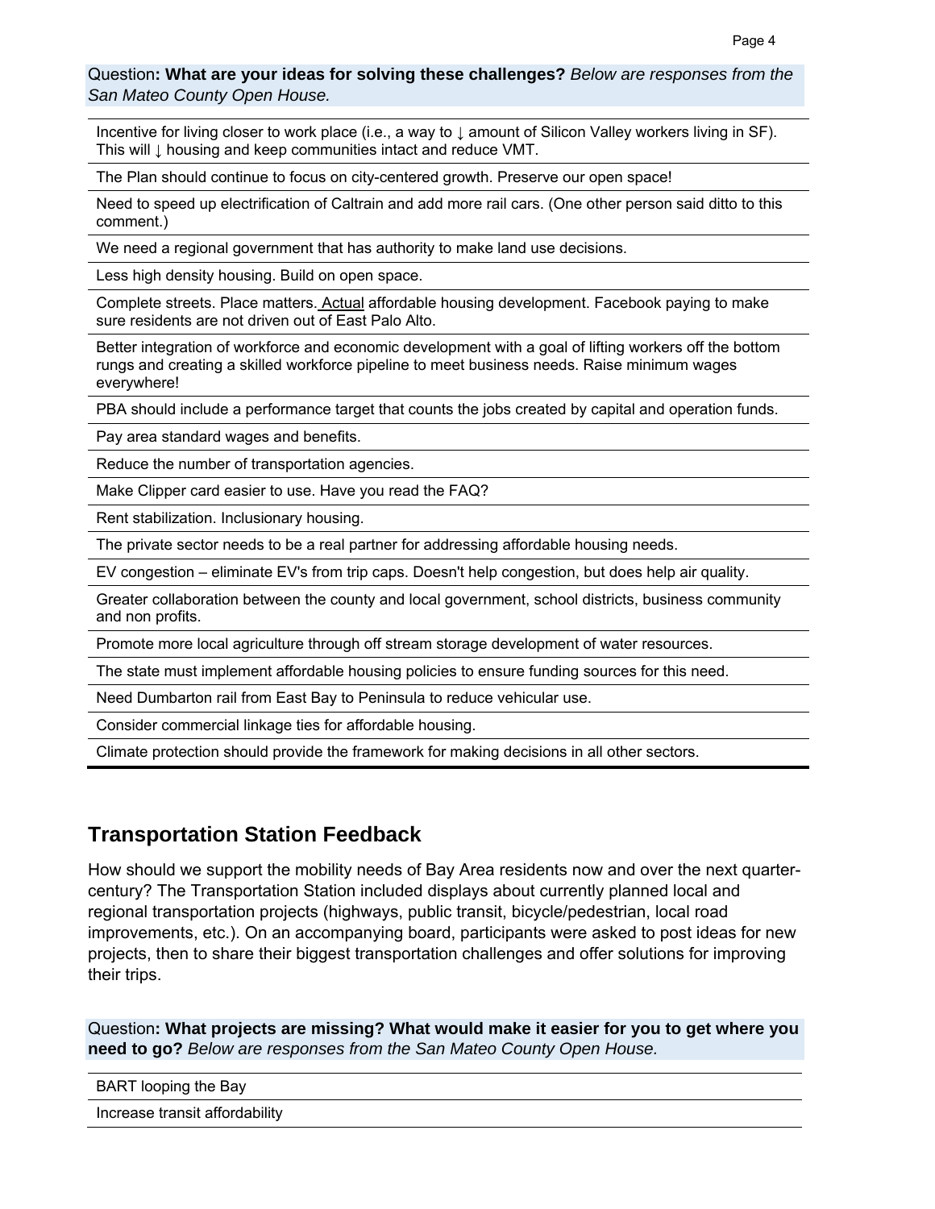Question**: What are your ideas for solving these challenges?** *Below are responses from the San Mateo County Open House.*

| |
|---|
| Incentive for living closer to work place (i.e., a way to ↓ amount of Silicon Valley workers living in SF). This will ↓ housing and keep communities intact and reduce VMT. |
| The Plan should continue to focus on city-centered growth. Preserve our open space! |
| Need to speed up electrification of Caltrain and add more rail cars. (One other person said ditto to this comment.) |
| We need a regional government that has authority to make land use decisions. |
| Less high density housing. Build on open space. |
| Complete streets. Place matters. <u>Actual</u> affordable housing development. Facebook paying to make sure residents are not driven out of East Palo Alto. |
| Better integration of workforce and economic development with a goal of lifting workers off the bottom rungs and creating a skilled workforce pipeline to meet business needs. Raise minimum wages everywhere! |
| PBA should include a performance target that counts the jobs created by capital and operation funds. |
| Pay area standard wages and benefits. |
| Reduce the number of transportation agencies. |
| Make Clipper card easier to use. Have you read the FAQ? |
| Rent stabilization. Inclusionary housing. |
| The private sector needs to be a real partner for addressing affordable housing needs. |
| EV congestion – eliminate EV's from trip caps. Doesn't help congestion, but does help air quality. |
| Greater collaboration between the county and local government, school districts, business community and non profits. |
| Promote more local agriculture through off stream storage development of water resources. |
| The state must implement affordable housing policies to ensure funding sources for this need. |
| Need Dumbarton rail from East Bay to Peninsula to reduce vehicular use. |
| Consider commercial linkage ties for affordable housing. |
| Climate protection should provide the framework for making decisions in all other sectors. |

## Transportation Station Feedback

How should we support the mobility needs of Bay Area residents now and over the next quarter-century? The Transportation Station included displays about currently planned local and regional transportation projects (highways, public transit, bicycle/pedestrian, local road improvements, etc.). On an accompanying board, participants were asked to post ideas for new projects, then to share their biggest transportation challenges and offer solutions for improving their trips.

Question**: What projects are missing? What would make it easier for you to get where you need to go?** *Below are responses from the San Mateo County Open House.*

| |
|---|
| BART looping the Bay |
| Increase transit affordability |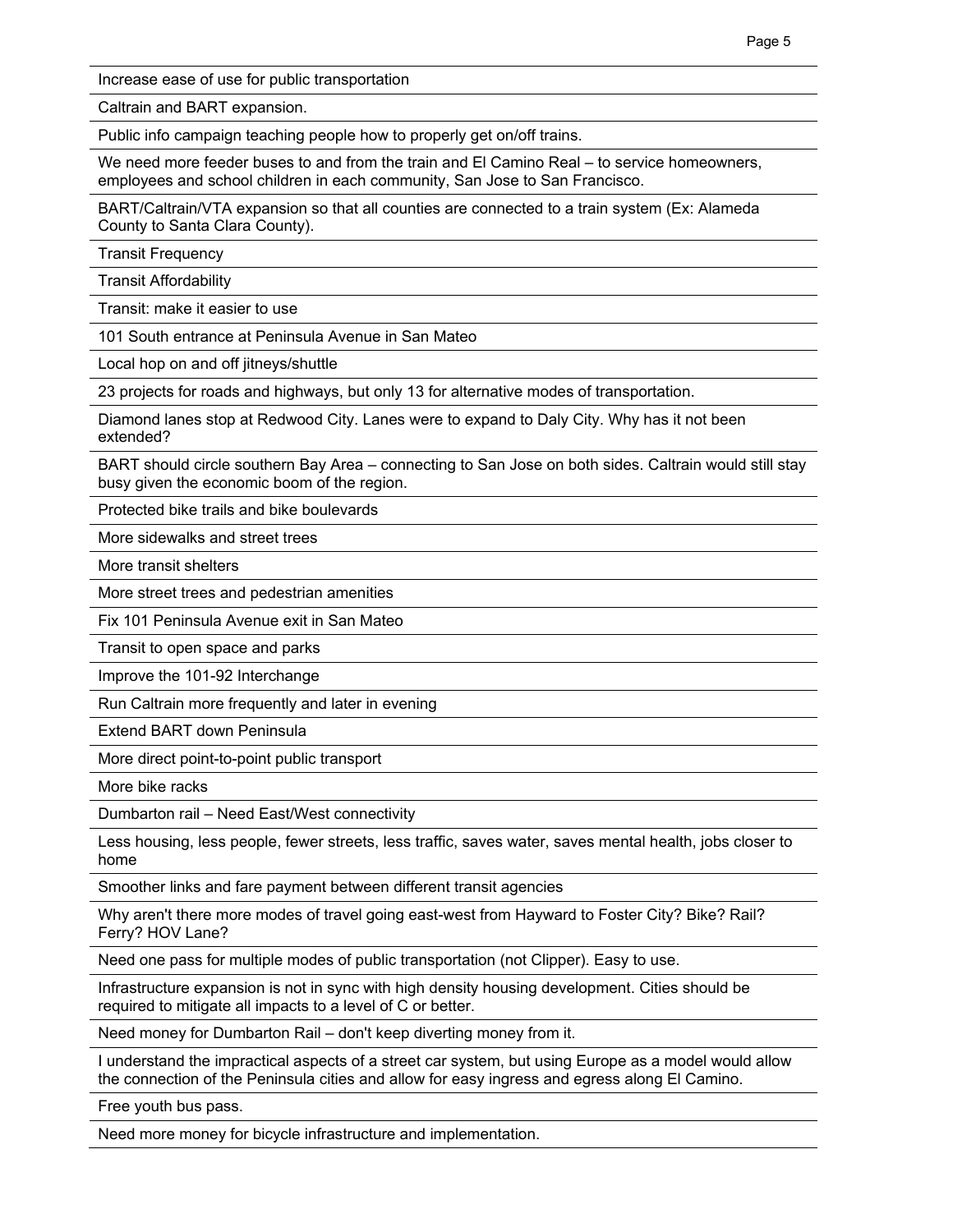Increase ease of use for public transportation

Caltrain and BART expansion.

Public info campaign teaching people how to properly get on/off trains.

We need more feeder buses to and from the train and El Camino Real – to service homeowners, employees and school children in each community, San Jose to San Francisco.

BART/Caltrain/VTA expansion so that all counties are connected to a train system (Ex: Alameda County to Santa Clara County).

Transit Frequency

Transit Affordability

Transit: make it easier to use

101 South entrance at Peninsula Avenue in San Mateo

Local hop on and off jitneys/shuttle

23 projects for roads and highways, but only 13 for alternative modes of transportation.

Diamond lanes stop at Redwood City. Lanes were to expand to Daly City. Why has it not been extended?

BART should circle southern Bay Area – connecting to San Jose on both sides. Caltrain would still stay busy given the economic boom of the region.

Protected bike trails and bike boulevards

More sidewalks and street trees

More transit shelters

More street trees and pedestrian amenities

Fix 101 Peninsula Avenue exit in San Mateo

Transit to open space and parks

Improve the 101-92 Interchange

Run Caltrain more frequently and later in evening

Extend BART down Peninsula

More direct point-to-point public transport

More bike racks

Dumbarton rail – Need East/West connectivity

Less housing, less people, fewer streets, less traffic, saves water, saves mental health, jobs closer to home

Smoother links and fare payment between different transit agencies

Why aren't there more modes of travel going east-west from Hayward to Foster City? Bike? Rail? Ferry? HOV Lane?

Need one pass for multiple modes of public transportation (not Clipper). Easy to use.

Infrastructure expansion is not in sync with high density housing development. Cities should be required to mitigate all impacts to a level of C or better.

Need money for Dumbarton Rail – don't keep diverting money from it.

I understand the impractical aspects of a street car system, but using Europe as a model would allow the connection of the Peninsula cities and allow for easy ingress and egress along El Camino.

Free youth bus pass.

Need more money for bicycle infrastructure and implementation.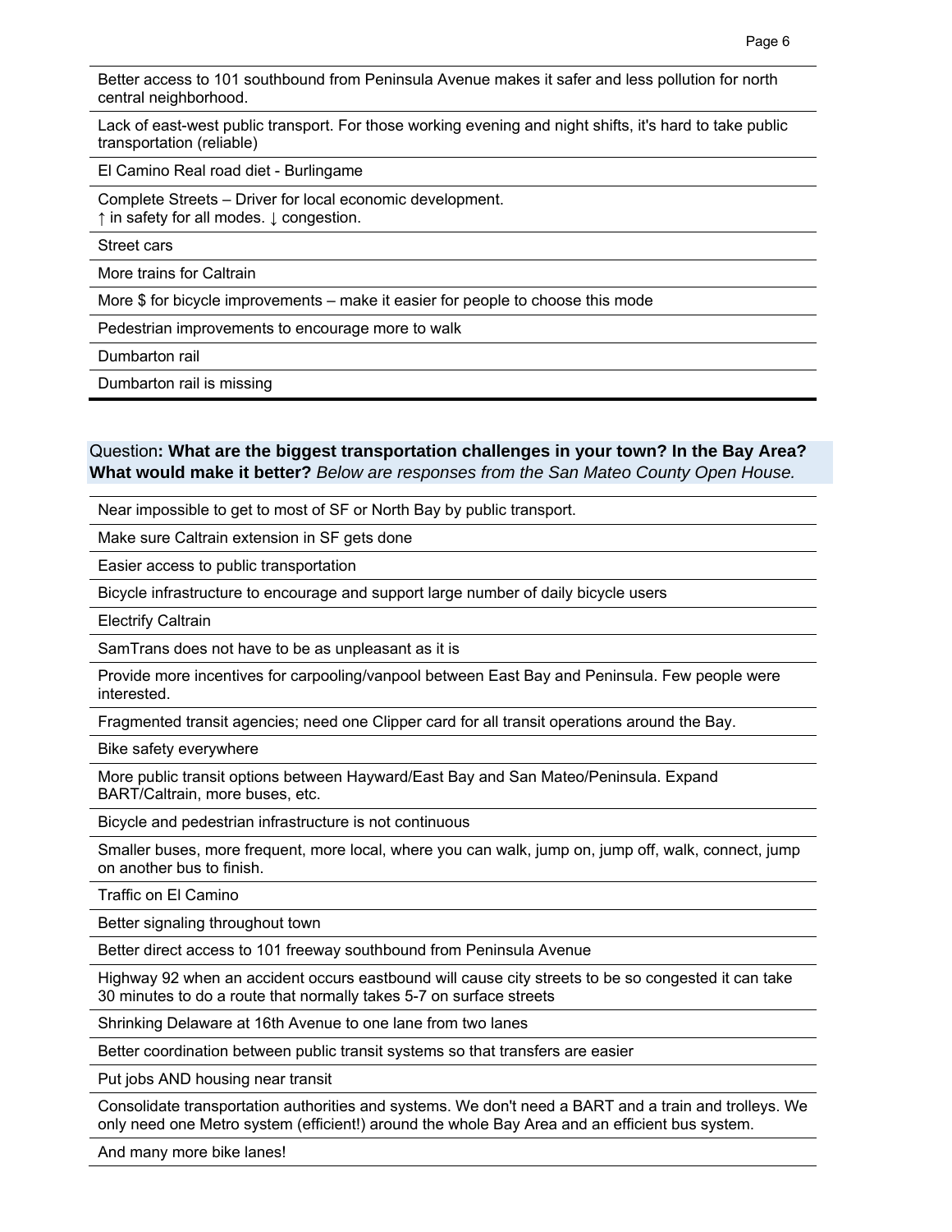| |
|---|
| Better access to 101 southbound from Peninsula Avenue makes it safer and less pollution for north central neighborhood. |
| Lack of east-west public transport. For those working evening and night shifts, it's hard to take public transportation (reliable) |
| El Camino Real road diet - Burlingame |
| Complete Streets – Driver for local economic development. ↑ in safety for all modes. ↓ congestion. |
| Street cars |
| More trains for Caltrain |
| More $ for bicycle improvements – make it easier for people to choose this mode |
| Pedestrian improvements to encourage more to walk |
| Dumbarton rail |
| Dumbarton rail is missing |

Question**: What are the biggest transportation challenges in your town? In the Bay Area? What would make it better?** *Below are responses from the San Mateo County Open House.*

| |
|---|
| Near impossible to get to most of SF or North Bay by public transport. |
| Make sure Caltrain extension in SF gets done |
| Easier access to public transportation |
| Bicycle infrastructure to encourage and support large number of daily bicycle users |
| Electrify Caltrain |
| SamTrans does not have to be as unpleasant as it is |
| Provide more incentives for carpooling/vanpool between East Bay and Peninsula. Few people were interested. |
| Fragmented transit agencies; need one Clipper card for all transit operations around the Bay. |
| Bike safety everywhere |
| More public transit options between Hayward/East Bay and San Mateo/Peninsula. Expand BART/Caltrain, more buses, etc. |
| Bicycle and pedestrian infrastructure is not continuous |
| Smaller buses, more frequent, more local, where you can walk, jump on, jump off, walk, connect, jump on another bus to finish. |
| Traffic on El Camino |
| Better signaling throughout town |
| Better direct access to 101 freeway southbound from Peninsula Avenue |
| Highway 92 when an accident occurs eastbound will cause city streets to be so congested it can take 30 minutes to do a route that normally takes 5-7 on surface streets |
| Shrinking Delaware at 16th Avenue to one lane from two lanes |
| Better coordination between public transit systems so that transfers are easier |
| Put jobs AND housing near transit |
| Consolidate transportation authorities and systems. We don't need a BART and a train and trolleys. We only need one Metro system (efficient!) around the whole Bay Area and an efficient bus system. |
| And many more bike lanes! |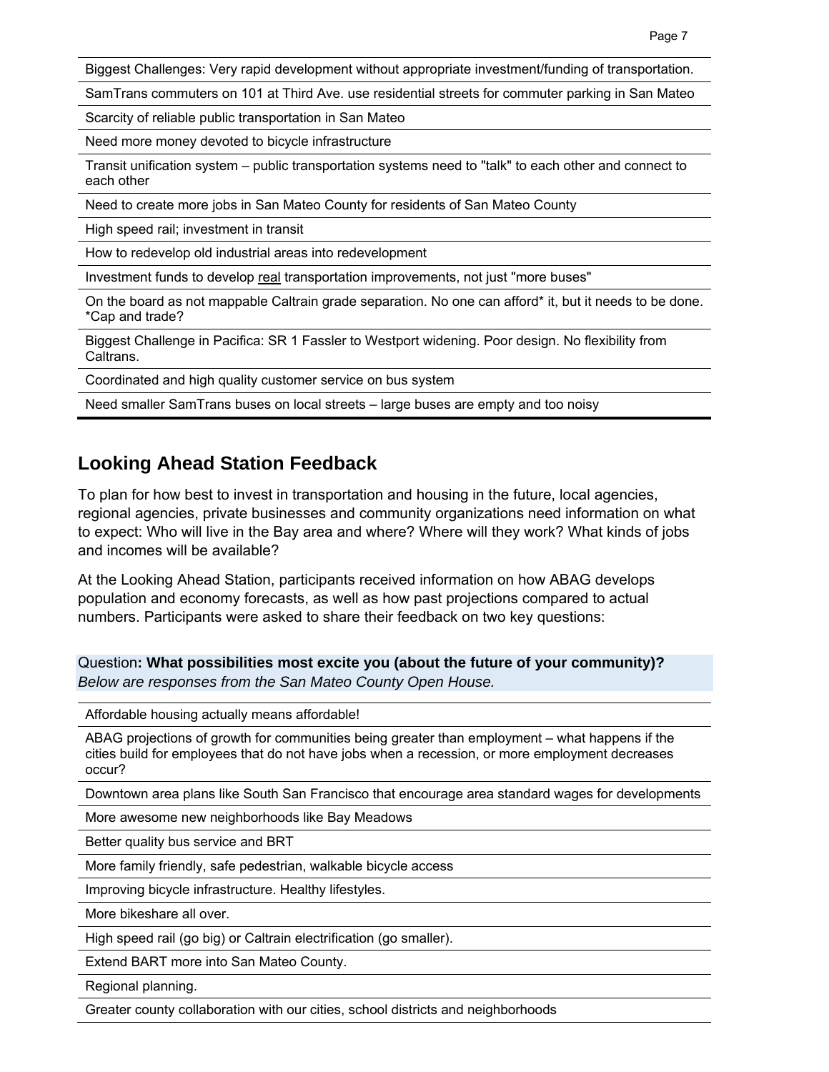| |
|---|
| Biggest Challenges: Very rapid development without appropriate investment/funding of transportation. |
| SamTrans commuters on 101 at Third Ave. use residential streets for commuter parking in San Mateo |
| Scarcity of reliable public transportation in San Mateo |
| Need more money devoted to bicycle infrastructure |
| Transit unification system – public transportation systems need to "talk" to each other and connect to each other |
| Need to create more jobs in San Mateo County for residents of San Mateo County |
| High speed rail; investment in transit |
| How to redevelop old industrial areas into redevelopment |
| Investment funds to develop real transportation improvements, not just "more buses" |
| On the board as not mappable Caltrain grade separation. No one can afford* it, but it needs to be done. *Cap and trade? |
| Biggest Challenge in Pacifica: SR 1 Fassler to Westport widening. Poor design. No flexibility from Caltrans. |
| Coordinated and high quality customer service on bus system |
| Need smaller SamTrans buses on local streets – large buses are empty and too noisy |

## Looking Ahead Station Feedback

To plan for how best to invest in transportation and housing in the future, local agencies, regional agencies, private businesses and community organizations need information on what to expect: Who will live in the Bay area and where? Where will they work? What kinds of jobs and incomes will be available?

At the Looking Ahead Station, participants received information on how ABAG develops population and economy forecasts, as well as how past projections compared to actual numbers. Participants were asked to share their feedback on two key questions:

Question**: What possibilities most excite you (about the future of your community)?**
*Below are responses from the San Mateo County Open House.*

| |
|---|
| Affordable housing actually means affordable! |
| ABAG projections of growth for communities being greater than employment – what happens if the cities build for employees that do not have jobs when a recession, or more employment decreases occur? |
| Downtown area plans like South San Francisco that encourage area standard wages for developments |
| More awesome new neighborhoods like Bay Meadows |
| Better quality bus service and BRT |
| More family friendly, safe pedestrian, walkable bicycle access |
| Improving bicycle infrastructure. Healthy lifestyles. |
| More bikeshare all over. |
| High speed rail (go big) or Caltrain electrification (go smaller). |
| Extend BART more into San Mateo County. |
| Regional planning. |
| Greater county collaboration with our cities, school districts and neighborhoods |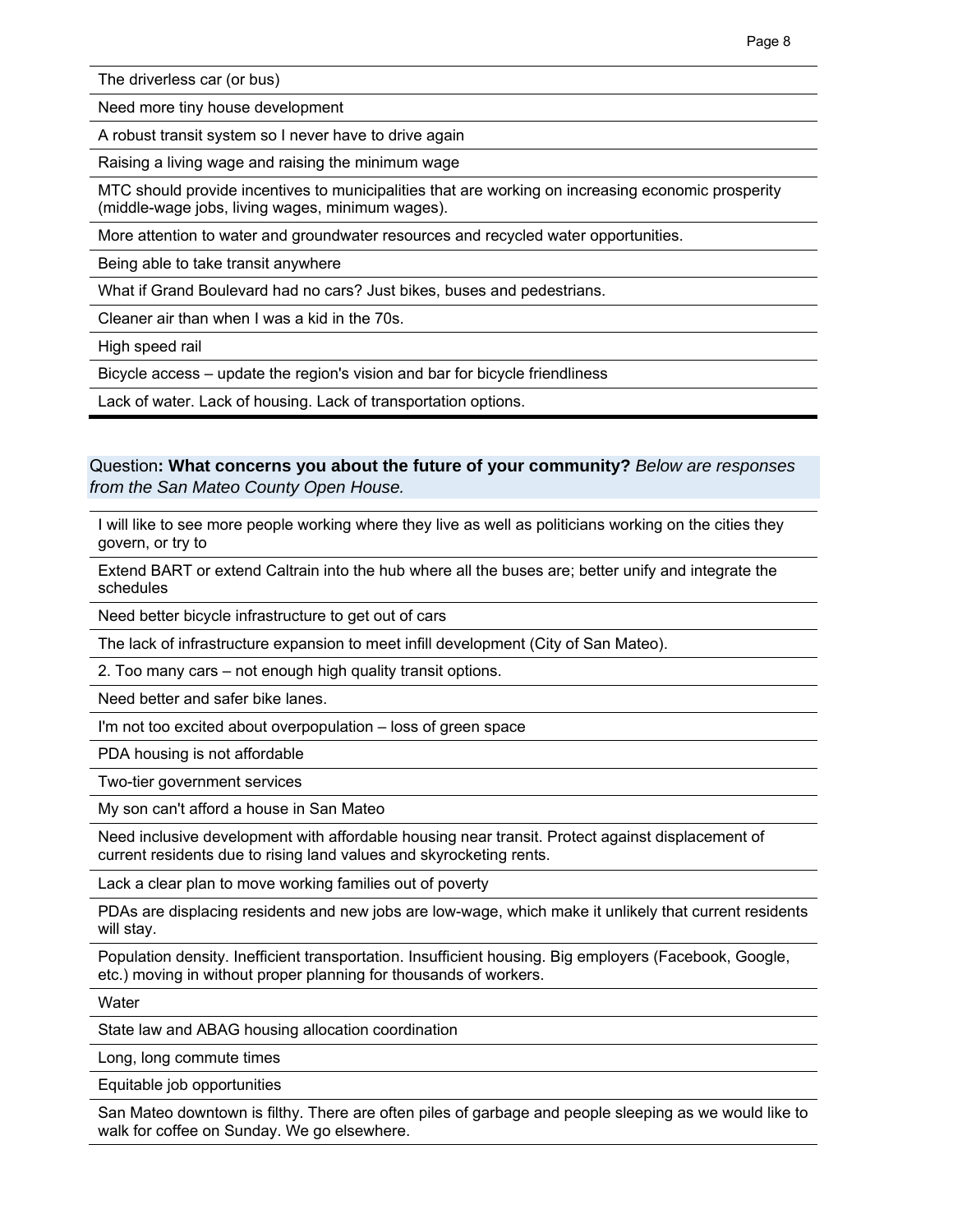The driverless car (or bus)

Need more tiny house development

A robust transit system so I never have to drive again

Raising a living wage and raising the minimum wage

MTC should provide incentives to municipalities that are working on increasing economic prosperity (middle-wage jobs, living wages, minimum wages).

More attention to water and groundwater resources and recycled water opportunities.

Being able to take transit anywhere

What if Grand Boulevard had no cars? Just bikes, buses and pedestrians.

Cleaner air than when I was a kid in the 70s.

High speed rail

Bicycle access – update the region's vision and bar for bicycle friendliness

Lack of water. Lack of housing. Lack of transportation options.

---

Question**: What concerns you about the future of your community?** *Below are responses from the San Mateo County Open House.*

I will like to see more people working where they live as well as politicians working on the cities they govern, or try to

Extend BART or extend Caltrain into the hub where all the buses are; better unify and integrate the schedules

Need better bicycle infrastructure to get out of cars

The lack of infrastructure expansion to meet infill development (City of San Mateo).

2. Too many cars – not enough high quality transit options.

Need better and safer bike lanes.

I'm not too excited about overpopulation – loss of green space

PDA housing is not affordable

Two-tier government services

My son can't afford a house in San Mateo

Need inclusive development with affordable housing near transit. Protect against displacement of current residents due to rising land values and skyrocketing rents.

Lack a clear plan to move working families out of poverty

PDAs are displacing residents and new jobs are low-wage, which make it unlikely that current residents will stay.

Population density. Inefficient transportation. Insufficient housing. Big employers (Facebook, Google, etc.) moving in without proper planning for thousands of workers.

Water

State law and ABAG housing allocation coordination

Long, long commute times

Equitable job opportunities

San Mateo downtown is filthy. There are often piles of garbage and people sleeping as we would like to walk for coffee on Sunday. We go elsewhere.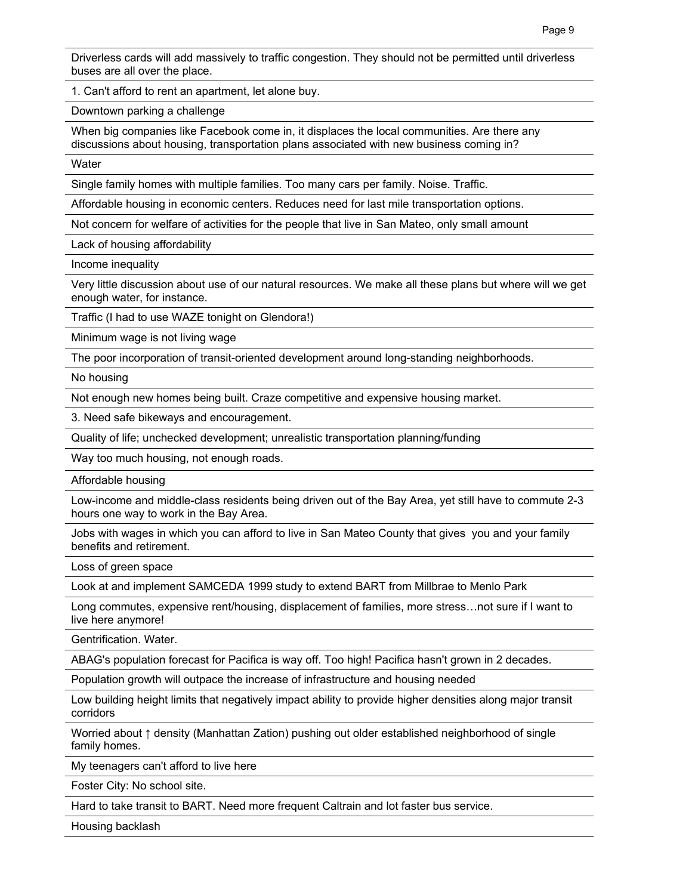Driverless cards will add massively to traffic congestion. They should not be permitted until driverless buses are all over the place.

1. Can't afford to rent an apartment, let alone buy.

Downtown parking a challenge

When big companies like Facebook come in, it displaces the local communities. Are there any discussions about housing, transportation plans associated with new business coming in?

Water

Single family homes with multiple families. Too many cars per family. Noise. Traffic.

Affordable housing in economic centers. Reduces need for last mile transportation options.

Not concern for welfare of activities for the people that live in San Mateo, only small amount

Lack of housing affordability

Income inequality

Very little discussion about use of our natural resources. We make all these plans but where will we get enough water, for instance.

Traffic (I had to use WAZE tonight on Glendora!)

Minimum wage is not living wage

The poor incorporation of transit-oriented development around long-standing neighborhoods.

No housing

Not enough new homes being built. Craze competitive and expensive housing market.

3. Need safe bikeways and encouragement.

Quality of life; unchecked development; unrealistic transportation planning/funding

Way too much housing, not enough roads.

Affordable housing

Low-income and middle-class residents being driven out of the Bay Area, yet still have to commute 2-3 hours one way to work in the Bay Area.

Jobs with wages in which you can afford to live in San Mateo County that gives you and your family benefits and retirement.

Loss of green space

Look at and implement SAMCEDA 1999 study to extend BART from Millbrae to Menlo Park

Long commutes, expensive rent/housing, displacement of families, more stress…not sure if I want to live here anymore!

Gentrification. Water.

ABAG's population forecast for Pacifica is way off. Too high! Pacifica hasn't grown in 2 decades.

Population growth will outpace the increase of infrastructure and housing needed

Low building height limits that negatively impact ability to provide higher densities along major transit corridors

Worried about ↑ density (Manhattan Zation) pushing out older established neighborhood of single family homes.

My teenagers can't afford to live here

Foster City: No school site.

Hard to take transit to BART. Need more frequent Caltrain and lot faster bus service.

Housing backlash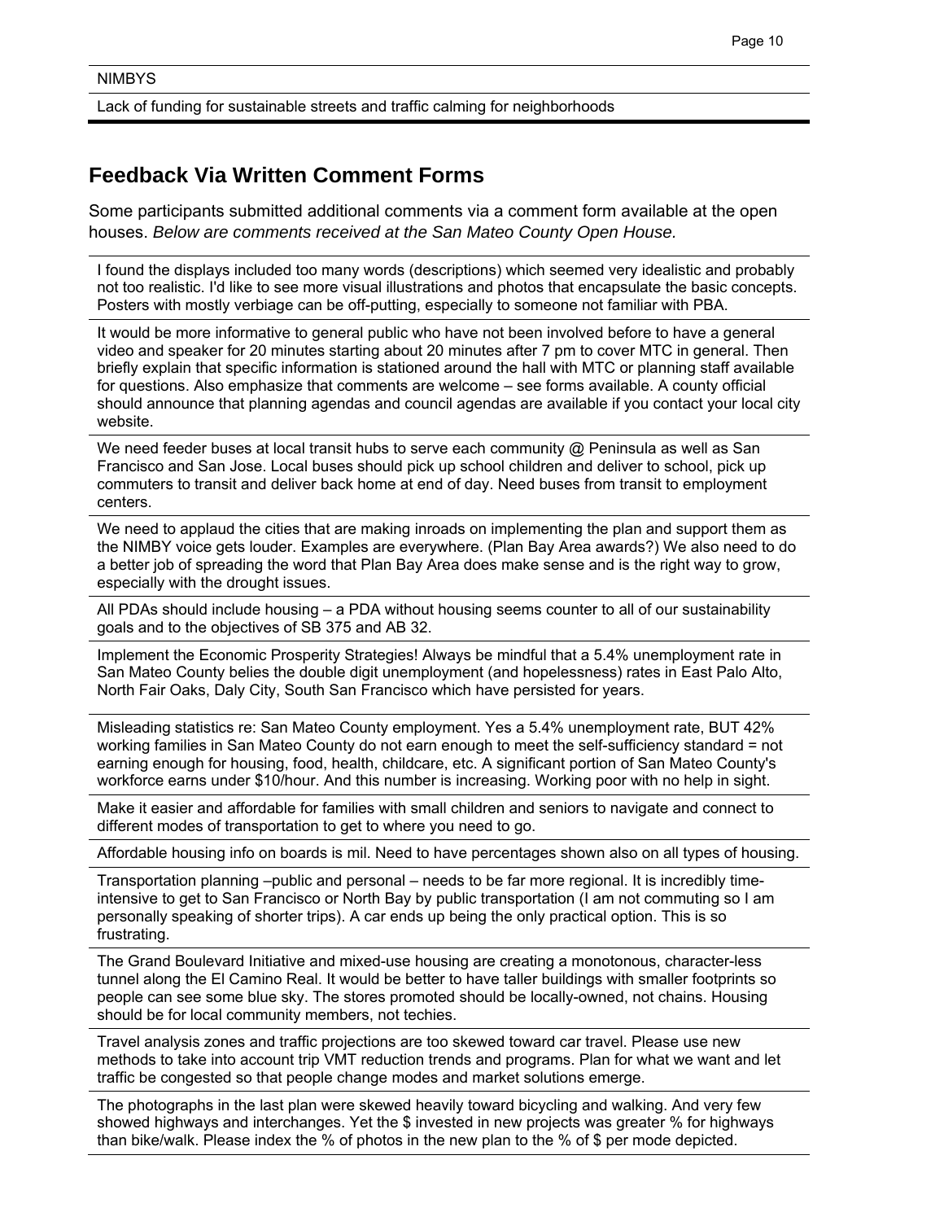| NIMBYS |
|---|
| Lack of funding for sustainable streets and traffic calming for neighborhoods |

## Feedback Via Written Comment Forms

Some participants submitted additional comments via a comment form available at the open houses. *Below are comments received at the San Mateo County Open House.*

| |
|---|
| I found the displays included too many words (descriptions) which seemed very idealistic and probably not too realistic. I'd like to see more visual illustrations and photos that encapsulate the basic concepts. Posters with mostly verbiage can be off-putting, especially to someone not familiar with PBA. |
| It would be more informative to general public who have not been involved before to have a general video and speaker for 20 minutes starting about 20 minutes after 7 pm to cover MTC in general. Then briefly explain that specific information is stationed around the hall with MTC or planning staff available for questions. Also emphasize that comments are welcome – see forms available. A county official should announce that planning agendas and council agendas are available if you contact your local city website. |
| We need feeder buses at local transit hubs to serve each community @ Peninsula as well as San Francisco and San Jose. Local buses should pick up school children and deliver to school, pick up commuters to transit and deliver back home at end of day. Need buses from transit to employment centers. |
| We need to applaud the cities that are making inroads on implementing the plan and support them as the NIMBY voice gets louder. Examples are everywhere. (Plan Bay Area awards?) We also need to do a better job of spreading the word that Plan Bay Area does make sense and is the right way to grow, especially with the drought issues. |
| All PDAs should include housing – a PDA without housing seems counter to all of our sustainability goals and to the objectives of SB 375 and AB 32. |
| Implement the Economic Prosperity Strategies! Always be mindful that a 5.4% unemployment rate in San Mateo County belies the double digit unemployment (and hopelessness) rates in East Palo Alto, North Fair Oaks, Daly City, South San Francisco which have persisted for years. |
| Misleading statistics re: San Mateo County employment. Yes a 5.4% unemployment rate, BUT 42% working families in San Mateo County do not earn enough to meet the self-sufficiency standard = not earning enough for housing, food, health, childcare, etc. A significant portion of San Mateo County's workforce earns under $10/hour. And this number is increasing. Working poor with no help in sight. |
| Make it easier and affordable for families with small children and seniors to navigate and connect to different modes of transportation to get to where you need to go. |
| Affordable housing info on boards is mil. Need to have percentages shown also on all types of housing. |
| Transportation planning –public and personal – needs to be far more regional. It is incredibly time-intensive to get to San Francisco or North Bay by public transportation (I am not commuting so I am personally speaking of shorter trips). A car ends up being the only practical option. This is so frustrating. |
| The Grand Boulevard Initiative and mixed-use housing are creating a monotonous, character-less tunnel along the El Camino Real. It would be better to have taller buildings with smaller footprints so people can see some blue sky. The stores promoted should be locally-owned, not chains. Housing should be for local community members, not techies. |
| Travel analysis zones and traffic projections are too skewed toward car travel. Please use new methods to take into account trip VMT reduction trends and programs. Plan for what we want and let traffic be congested so that people change modes and market solutions emerge. |
| The photographs in the last plan were skewed heavily toward bicycling and walking. And very few showed highways and interchanges. Yet the $ invested in new projects was greater % for highways than bike/walk. Please index the % of photos in the new plan to the % of $ per mode depicted. |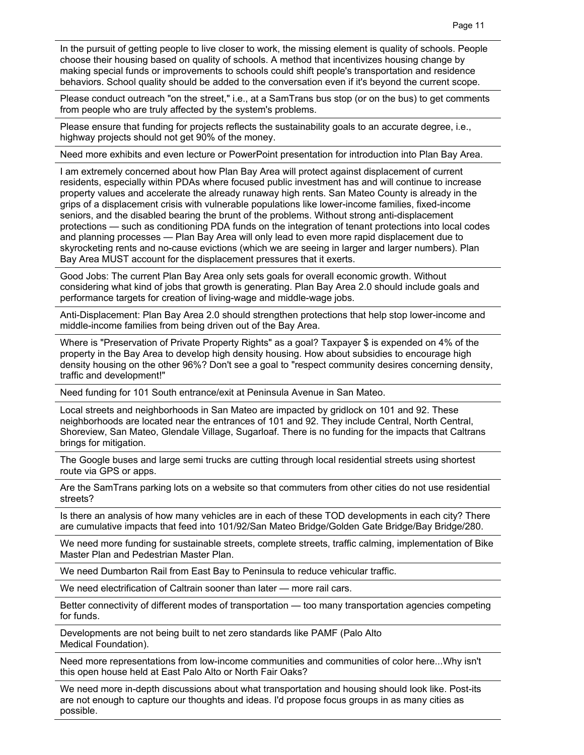In the pursuit of getting people to live closer to work, the missing element is quality of schools. People choose their housing based on quality of schools. A method that incentivizes housing change by making special funds or improvements to schools could shift people's transportation and residence behaviors. School quality should be added to the conversation even if it's beyond the current scope.

Please conduct outreach "on the street," i.e., at a SamTrans bus stop (or on the bus) to get comments from people who are truly affected by the system's problems.

Please ensure that funding for projects reflects the sustainability goals to an accurate degree, i.e., highway projects should not get 90% of the money.

Need more exhibits and even lecture or PowerPoint presentation for introduction into Plan Bay Area.

I am extremely concerned about how Plan Bay Area will protect against displacement of current residents, especially within PDAs where focused public investment has and will continue to increase property values and accelerate the already runaway high rents. San Mateo County is already in the grips of a displacement crisis with vulnerable populations like lower-income families, fixed-income seniors, and the disabled bearing the brunt of the problems. Without strong anti-displacement protections — such as conditioning PDA funds on the integration of tenant protections into local codes and planning processes — Plan Bay Area will only lead to even more rapid displacement due to skyrocketing rents and no-cause evictions (which we are seeing in larger and larger numbers). Plan Bay Area MUST account for the displacement pressures that it exerts.

Good Jobs: The current Plan Bay Area only sets goals for overall economic growth. Without considering what kind of jobs that growth is generating. Plan Bay Area 2.0 should include goals and performance targets for creation of living-wage and middle-wage jobs.

Anti-Displacement: Plan Bay Area 2.0 should strengthen protections that help stop lower-income and middle-income families from being driven out of the Bay Area.

Where is "Preservation of Private Property Rights" as a goal? Taxpayer $ is expended on 4% of the property in the Bay Area to develop high density housing. How about subsidies to encourage high density housing on the other 96%? Don't see a goal to "respect community desires concerning density, traffic and development!"

Need funding for 101 South entrance/exit at Peninsula Avenue in San Mateo.

Local streets and neighborhoods in San Mateo are impacted by gridlock on 101 and 92. These neighborhoods are located near the entrances of 101 and 92. They include Central, North Central, Shoreview, San Mateo, Glendale Village, Sugarloaf. There is no funding for the impacts that Caltrans brings for mitigation.

The Google buses and large semi trucks are cutting through local residential streets using shortest route via GPS or apps.

Are the SamTrans parking lots on a website so that commuters from other cities do not use residential streets?

Is there an analysis of how many vehicles are in each of these TOD developments in each city? There are cumulative impacts that feed into 101/92/San Mateo Bridge/Golden Gate Bridge/Bay Bridge/280.

We need more funding for sustainable streets, complete streets, traffic calming, implementation of Bike Master Plan and Pedestrian Master Plan.

We need Dumbarton Rail from East Bay to Peninsula to reduce vehicular traffic.

We need electrification of Caltrain sooner than later — more rail cars.

Better connectivity of different modes of transportation — too many transportation agencies competing for funds.

Developments are not being built to net zero standards like PAMF (Palo Alto Medical Foundation).

Need more representations from low-income communities and communities of color here...Why isn't this open house held at East Palo Alto or North Fair Oaks?

We need more in-depth discussions about what transportation and housing should look like. Post-its are not enough to capture our thoughts and ideas. I'd propose focus groups in as many cities as possible.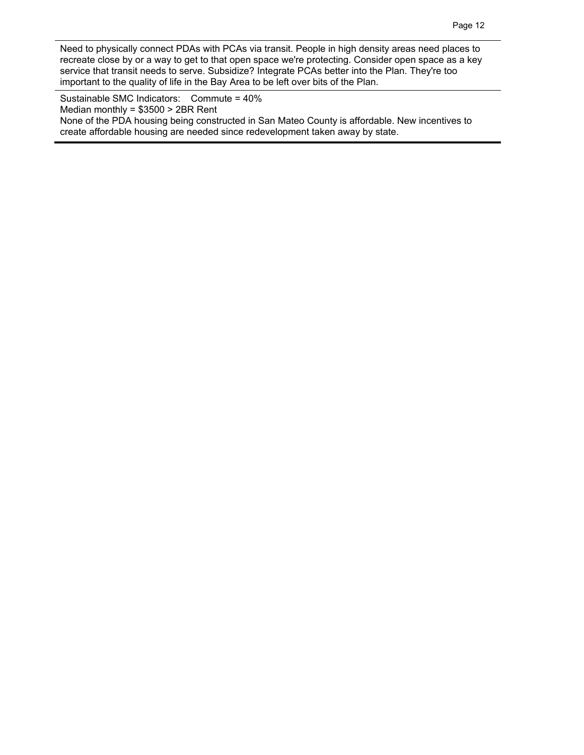Need to physically connect PDAs with PCAs via transit. People in high density areas need places to recreate close by or a way to get to that open space we're protecting. Consider open space as a key service that transit needs to serve. Subsidize? Integrate PCAs better into the Plan. They're too important to the quality of life in the Bay Area to be left over bits of the Plan.

Sustainable SMC Indicators: Commute = 40%
Median monthly = $3500 > 2BR Rent
None of the PDA housing being constructed in San Mateo County is affordable. New incentives to create affordable housing are needed since redevelopment taken away by state.